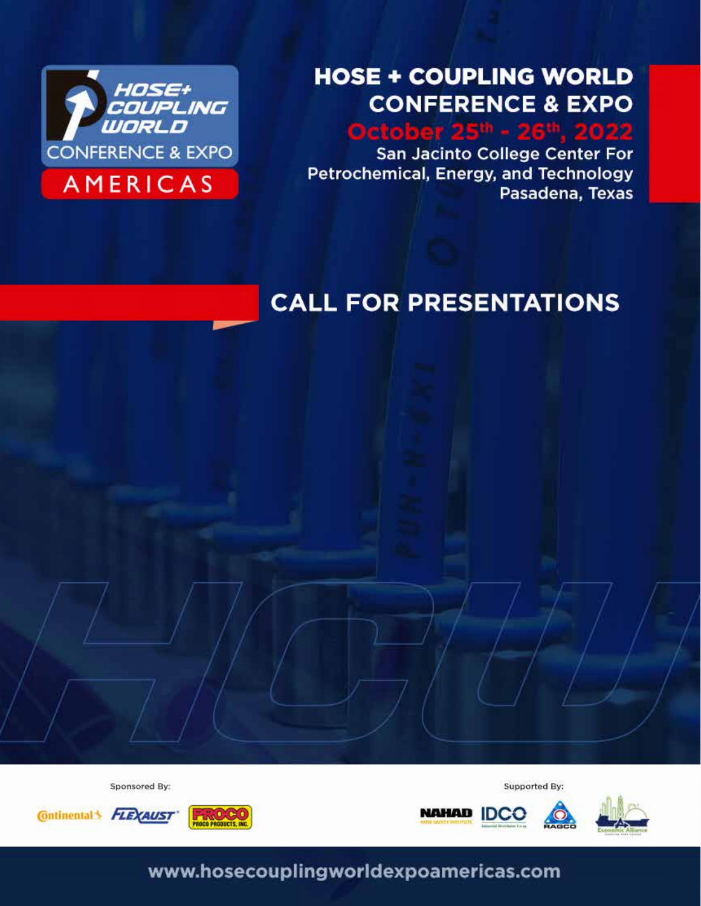HOSE+ COUPLING WORLD
CONFERENCE & EXPO
AMERICAS

# HOSE + COUPLING WORLD CONFERENCE & EXPO

## October 25th - 26th, 2022

San Jacinto College Center For Petrochemical, Energy, and Technology
Pasadena, Texas

# CALL FOR PRESENTATIONS

Sponsored By:

Continental FLEXAUST PROCO PROCO PRODUCTS, INC.

Supported By:

NAHAD HOSE SAFETY INSTITUTE IDCO RAGCO Economic Alliance

www.hosecouplingworldexpoamericas.com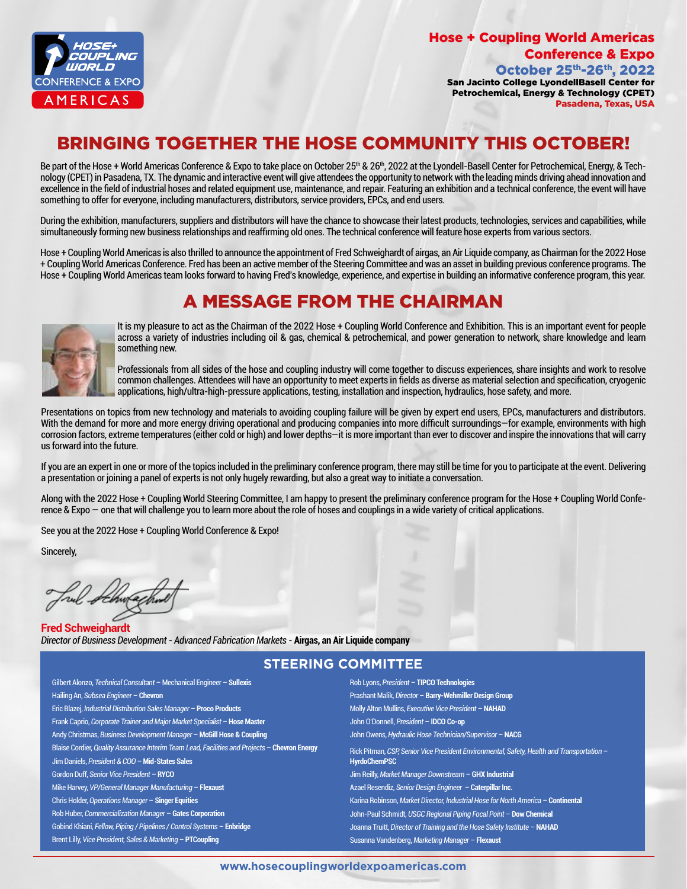# Hose + Coupling World Americas Conference & Expo

**October 25th-26th, 2022**

**San Jacinto College LyondellBasell Center for Petrochemical, Energy & Technology (CPET)**

**Pasadena, Texas, USA**

## BRINGING TOGETHER THE HOSE COMMUNITY THIS OCTOBER!

Be part of the Hose + World Americas Conference & Expo to take place on October 25th & 26th, 2022 at the Lyondell-Basell Center for Petrochemical, Energy, & Technology (CPET) in Pasadena, TX. The dynamic and interactive event will give attendees the opportunity to network with the leading minds driving ahead innovation and excellence in the field of industrial hoses and related equipment use, maintenance, and repair. Featuring an exhibition and a technical conference, the event will have something to offer for everyone, including manufacturers, distributors, service providers, EPCs, and end users.

During the exhibition, manufacturers, suppliers and distributors will have the chance to showcase their latest products, technologies, services and capabilities, while simultaneously forming new business relationships and reaffirming old ones. The technical conference will feature hose experts from various sectors.

Hose + Coupling World Americas is also thrilled to announce the appointment of Fred Schweighardt of airgas, an Air Liquide company, as Chairman for the 2022 Hose + Coupling World Americas Conference. Fred has been an active member of the Steering Committee and was an asset in building previous conference programs. The Hose + Coupling World Americas team looks forward to having Fred's knowledge, experience, and expertise in building an informative conference program, this year.

## A MESSAGE FROM THE CHAIRMAN

It is my pleasure to act as the Chairman of the 2022 Hose + Coupling World Conference and Exhibition. This is an important event for people across a variety of industries including oil & gas, chemical & petrochemical, and power generation to network, share knowledge and learn something new.

Professionals from all sides of the hose and coupling industry will come together to discuss experiences, share insights and work to resolve common challenges. Attendees will have an opportunity to meet experts in fields as diverse as material selection and specification, cryogenic applications, high/ultra-high-pressure applications, testing, installation and inspection, hydraulics, hose safety, and more.

Presentations on topics from new technology and materials to avoiding coupling failure will be given by expert end users, EPCs, manufacturers and distributors. With the demand for more and more energy driving operational and producing companies into more difficult surroundings—for example, environments with high corrosion factors, extreme temperatures (either cold or high) and lower depths—it is more important than ever to discover and inspire the innovations that will carry us forward into the future.

If you are an expert in one or more of the topics included in the preliminary conference program, there may still be time for you to participate at the event. Delivering a presentation or joining a panel of experts is not only hugely rewarding, but also a great way to initiate a conversation.

Along with the 2022 Hose + Coupling World Steering Committee, I am happy to present the preliminary conference program for the Hose + Coupling World Conference & Expo — one that will challenge you to learn more about the role of hoses and couplings in a wide variety of critical applications.

See you at the 2022 Hose + Coupling World Conference & Expo!

Sincerely,

**Fred Schweighardt**
*Director of Business Development - Advanced Fabrication Markets* - **Airgas, an Air Liquide company**

## STEERING COMMITTEE

- Gilbert Alonzo, *Technical Consultant* – Mechanical Engineer – **Sullexis**
- Hailing An, *Subsea Engineer* – **Chevron**
- Eric Blazej, *Industrial Distribution Sales Manager* – **Proco Products**
- Frank Caprio, *Corporate Trainer and Major Market Specialist* – **Hose Master**
- Andy Christmas, *Business Development Manager* – **McGill Hose & Coupling**
- Blaise Cordier, *Quality Assurance Interim Team Lead, Facilities and Projects* – **Chevron Energy**
- Jim Daniels, *President & COO* – **Mid-States Sales**
- Gordon Duff, *Senior Vice President* – **RYCO**
- Mike Harvey, *VP/General Manager Manufacturing* – **Flexaust**
- Chris Holder, *Operations Manager* – **Singer Equities**
- Rob Huber, *Commercialization Manager* – **Gates Corporation**
- Gobind Khiani, *Fellow, Piping / Pipelines / Control Systems* – **Enbridge**
- Brent Lilly, *Vice President, Sales & Marketing* – **PTCoupling**
- Rob Lyons, *President* – **TIPCO Technologies**
- Prashant Malik, *Director* – **Barry-Wehmiller Design Group**
- Molly Alton Mullins, *Executive Vice President* – **NAHAD**
- John O'Donnell, *President* – **IDCO Co-op**
- John Owens, *Hydraulic Hose Technician/Supervisor* – **NACG**
- Rick Pitman, *CSP, Senior Vice President Environmental, Safety, Health and Transportation* – **HyrdoChemPSC**
- Jim Reilly, *Market Manager Downstream* – **GHX Industrial**
- Azael Resendiz, *Senior Design Engineer* – **Caterpillar Inc.**
- Karina Robinson, *Market Director, Industrial Hose for North America* – **Continental**
- John-Paul Schmidt, *USGC Regional Piping Focal Point* – **Dow Chemical**
- Joanna Truitt, *Director of Training and the Hose Safety Institute* – **NAHAD**
- Susanna Vandenberg, *Marketing Manager* – **Flexaust**

**www.hosecouplingworldexpoamericas.com**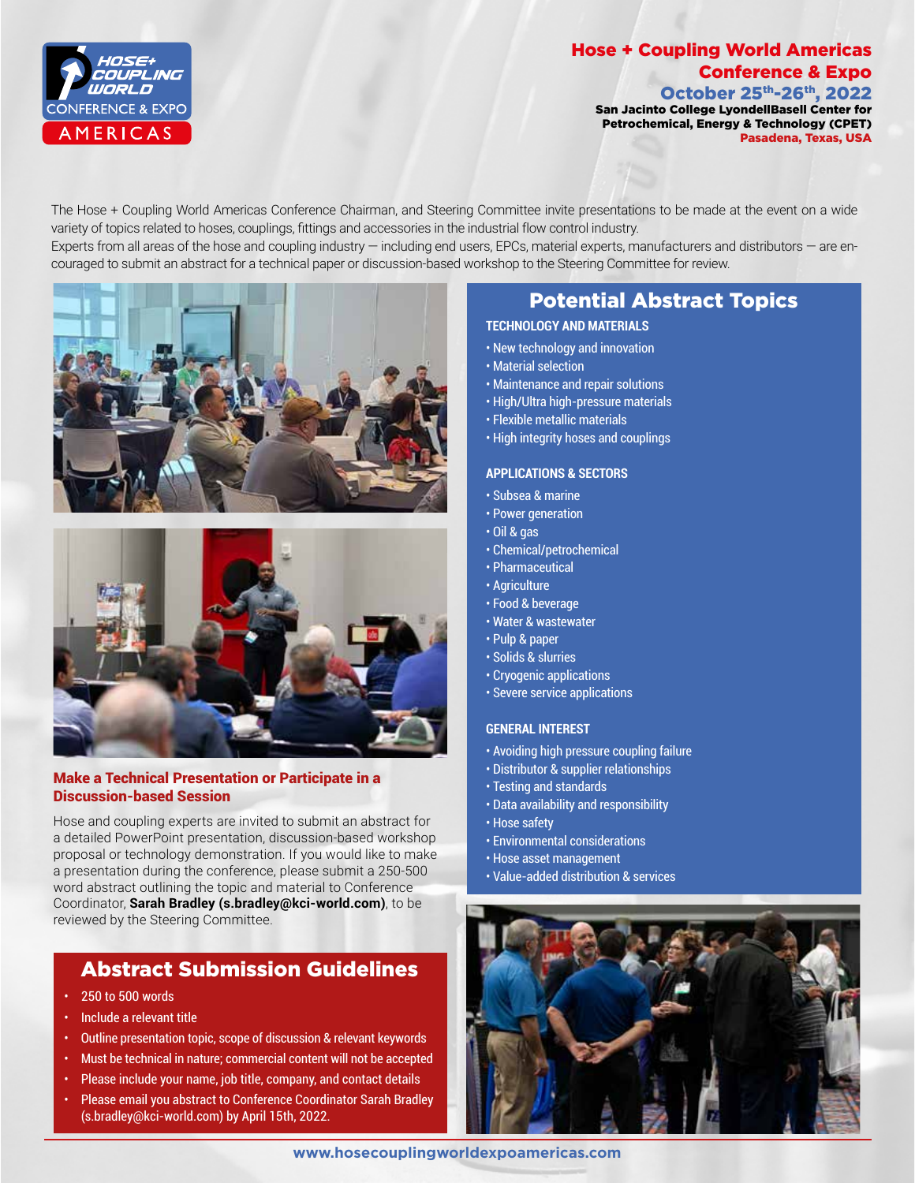# Hose + Coupling World Americas Conference & Expo

**October 25th-26th, 2022**

**San Jacinto College LyondellBasell Center for Petrochemical, Energy & Technology (CPET)**

**Pasadena, Texas, USA**

The Hose + Coupling World Americas Conference Chairman, and Steering Committee invite presentations to be made at the event on a wide variety of topics related to hoses, couplings, fittings and accessories in the industrial flow control industry.

Experts from all areas of the hose and coupling industry — including end users, EPCs, material experts, manufacturers and distributors — are encouraged to submit an abstract for a technical paper or discussion-based workshop to the Steering Committee for review.

## Make a Technical Presentation or Participate in a Discussion-based Session

Hose and coupling experts are invited to submit an abstract for a detailed PowerPoint presentation, discussion-based workshop proposal or technology demonstration. If you would like to make a presentation during the conference, please submit a 250-500 word abstract outlining the topic and material to Conference Coordinator, **Sarah Bradley (s.bradley@kci-world.com)**, to be reviewed by the Steering Committee.

## Abstract Submission Guidelines

- 250 to 500 words
- Include a relevant title
- Outline presentation topic, scope of discussion & relevant keywords
- Must be technical in nature; commercial content will not be accepted
- Please include your name, job title, company, and contact details
- Please email you abstract to Conference Coordinator Sarah Bradley (s.bradley@kci-world.com) by April 15th, 2022.

## Potential Abstract Topics

### TECHNOLOGY AND MATERIALS

- New technology and innovation
- Material selection
- Maintenance and repair solutions
- High/Ultra high-pressure materials
- Flexible metallic materials
- High integrity hoses and couplings

### APPLICATIONS & SECTORS

- Subsea & marine
- Power generation
- Oil & gas
- Chemical/petrochemical
- Pharmaceutical
- Agriculture
- Food & beverage
- Water & wastewater
- Pulp & paper
- Solids & slurries
- Cryogenic applications
- Severe service applications

### GENERAL INTEREST

- Avoiding high pressure coupling failure
- Distributor & supplier relationships
- Testing and standards
- Data availability and responsibility
- Hose safety
- Environmental considerations
- Hose asset management
- Value-added distribution & services

www.hosecouplingworldexpoamericas.com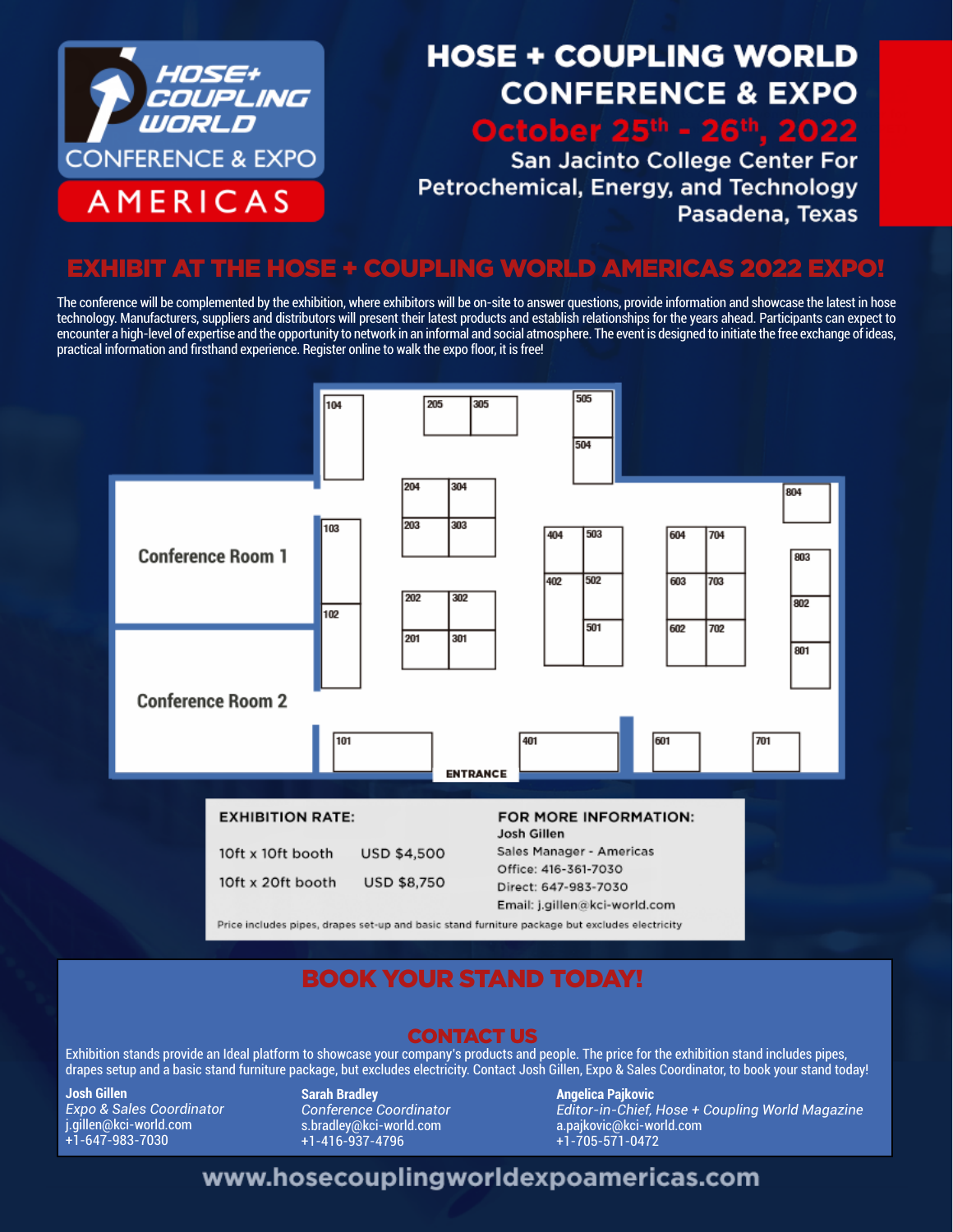HOSE+ COUPLING WORLD CONFERENCE & EXPO AMERICAS

# HOSE + COUPLING WORLD CONFERENCE & EXPO

**October 25th - 26th, 2022**

San Jacinto College Center For Petrochemical, Energy, and Technology
Pasadena, Texas

## EXHIBIT AT THE HOSE + COUPLING WORLD AMERICAS 2022 EXPO!

The conference will be complemented by the exhibition, where exhibitors will be on-site to answer questions, provide information and showcase the latest in hose technology. Manufacturers, suppliers and distributors will present their latest products and establish relationships for the years ahead. Participants can expect to encounter a high-level of expertise and the opportunity to network in an informal and social atmosphere. The event is designed to initiate the free exchange of ideas, practical information and firsthand experience. Register online to walk the expo floor, it is free!

Conference Room 1
Conference Room 2
104 205 305 505 504 804
103 204 304 404 503 604 704 803
102 203 303 402 502 603 703 802
202 302 501 602 702 801
201 301
101 401 601 701
ENTRANCE

| EXHIBITION RATE: | |
|---|---|
| 10ft x 10ft booth | USD $4,500 |
| 10ft x 20ft booth | USD $8,750 |

**FOR MORE INFORMATION:**
Josh Gillen
Sales Manager - Americas
Office: 416-361-7030
Direct: 647-983-7030
Email: j.gillen@kci-world.com

Price includes pipes, drapes set-up and basic stand furniture package but excludes electricity

## BOOK YOUR STAND TODAY!

## CONTACT US

Exhibition stands provide an Ideal platform to showcase your company's products and people. The price for the exhibition stand includes pipes, drapes setup and a basic stand furniture package, but excludes electricity. Contact Josh Gillen, Expo & Sales Coordinator, to book your stand today!

**Josh Gillen**
*Expo & Sales Coordinator*
j.gillen@kci-world.com
+1-647-983-7030

**Sarah Bradley**
*Conference Coordinator*
s.bradley@kci-world.com
+1-416-937-4796

**Angelica Pajkovic**
*Editor-in-Chief, Hose + Coupling World Magazine*
a.pajkovic@kci-world.com
+1-705-571-0472

www.hosecouplingworldexpoamericas.com